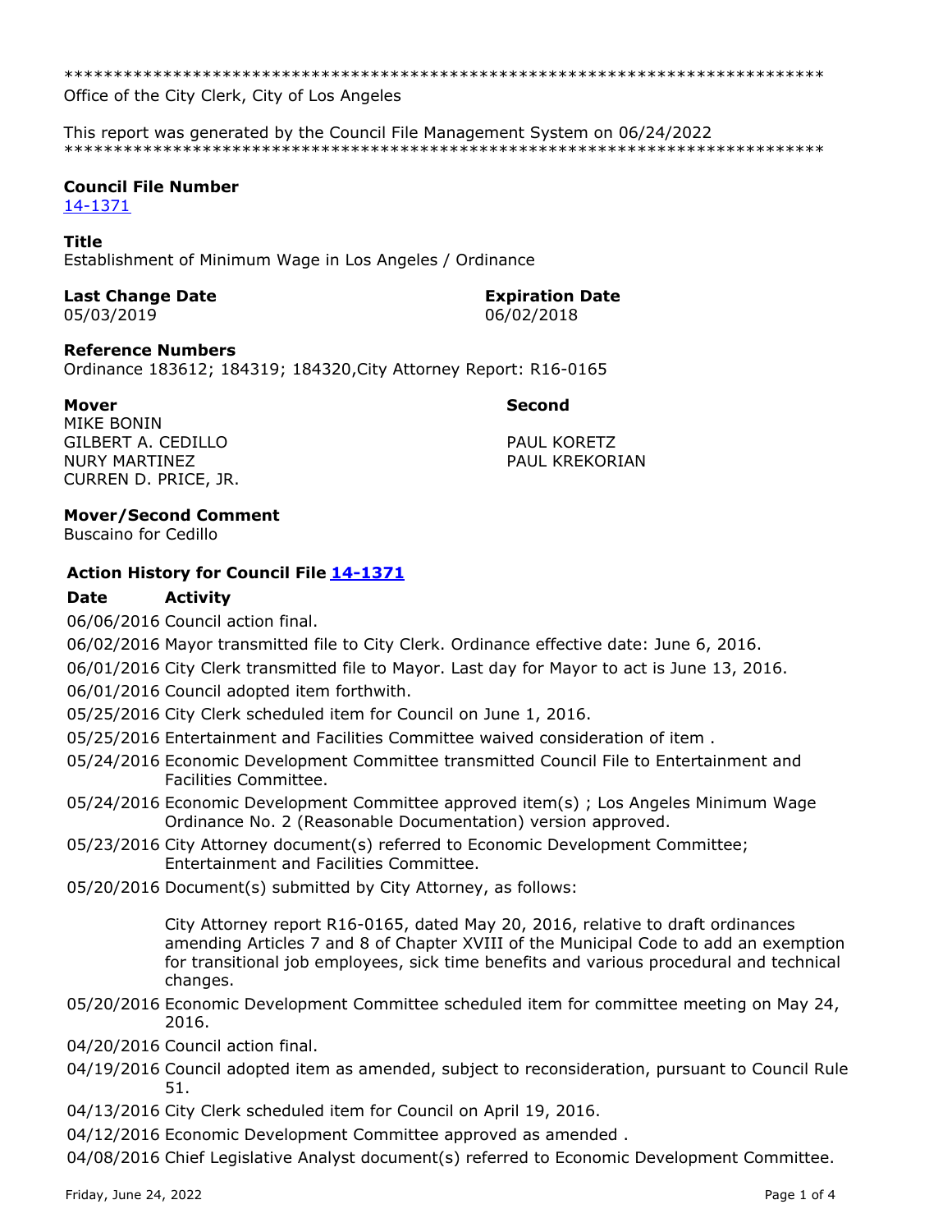\*\*\*\*\*\*\*\*\*\*\*\*\*\*\*\*\*\*\*\*\*\*\*\*\*\*\*\*\*\*\*\*\*\*\*\*\*\*\*\*\*\*\*\*\*\*\*\*\*\*\*\*\*\*\*\*\*\*\*\*\*\*\*\*\*\*\*\*\*\*\*\*\*\*\*\*\*

Office of the City Clerk, City of Los Angeles

This report was generated by the Council File Management System on 06/24/2022

\*\*\*\*\*\*\*\*\*\*\*\*\*\*\*\*\*\*\*\*\*\*\*\*\*\*\*\*\*\*\*\*\*\*\*\*\*\*\*\*\*\*\*\*\*\*\*\*\*\*\*\*\*\*\*\*\*\*\*\*\*\*\*\*\*\*\*\*\*\*\*\*\*\*\*\*\*

**Council File Number**
14-1371

**Title**
Establishment of Minimum Wage in Los Angeles / Ordinance

**Last Change Date**
05/03/2019

**Expiration Date**
06/02/2018

**Reference Numbers**
Ordinance 183612; 184319; 184320,City Attorney Report: R16-0165

**Mover**
MIKE BONIN
GILBERT A. CEDILLO
NURY MARTINEZ
CURREN D. PRICE, JR.

**Second**
PAUL KORETZ
PAUL KREKORIAN

**Mover/Second Comment**
Buscaino for Cedillo

**Action History for Council File 14-1371**

| Date | Activity |
|---|---|
| 06/06/2016 | Council action final. |
| 06/02/2016 | Mayor transmitted file to City Clerk. Ordinance effective date: June 6, 2016. |
| 06/01/2016 | City Clerk transmitted file to Mayor. Last day for Mayor to act is June 13, 2016. |
| 06/01/2016 | Council adopted item forthwith. |
| 05/25/2016 | City Clerk scheduled item for Council on June 1, 2016. |
| 05/25/2016 | Entertainment and Facilities Committee waived consideration of item . |
| 05/24/2016 | Economic Development Committee transmitted Council File to Entertainment and Facilities Committee. |
| 05/24/2016 | Economic Development Committee approved item(s) ; Los Angeles Minimum Wage Ordinance No. 2 (Reasonable Documentation) version approved. |
| 05/23/2016 | City Attorney document(s) referred to Economic Development Committee; Entertainment and Facilities Committee. |
| 05/20/2016 | Document(s) submitted by City Attorney, as follows:<br><br>City Attorney report R16-0165, dated May 20, 2016, relative to draft ordinances amending Articles 7 and 8 of Chapter XVIII of the Municipal Code to add an exemption for transitional job employees, sick time benefits and various procedural and technical changes. |
| 05/20/2016 | Economic Development Committee scheduled item for committee meeting on May 24, 2016. |
| 04/20/2016 | Council action final. |
| 04/19/2016 | Council adopted item as amended, subject to reconsideration, pursuant to Council Rule 51. |
| 04/13/2016 | City Clerk scheduled item for Council on April 19, 2016. |
| 04/12/2016 | Economic Development Committee approved as amended . |
| 04/08/2016 | Chief Legislative Analyst document(s) referred to Economic Development Committee. |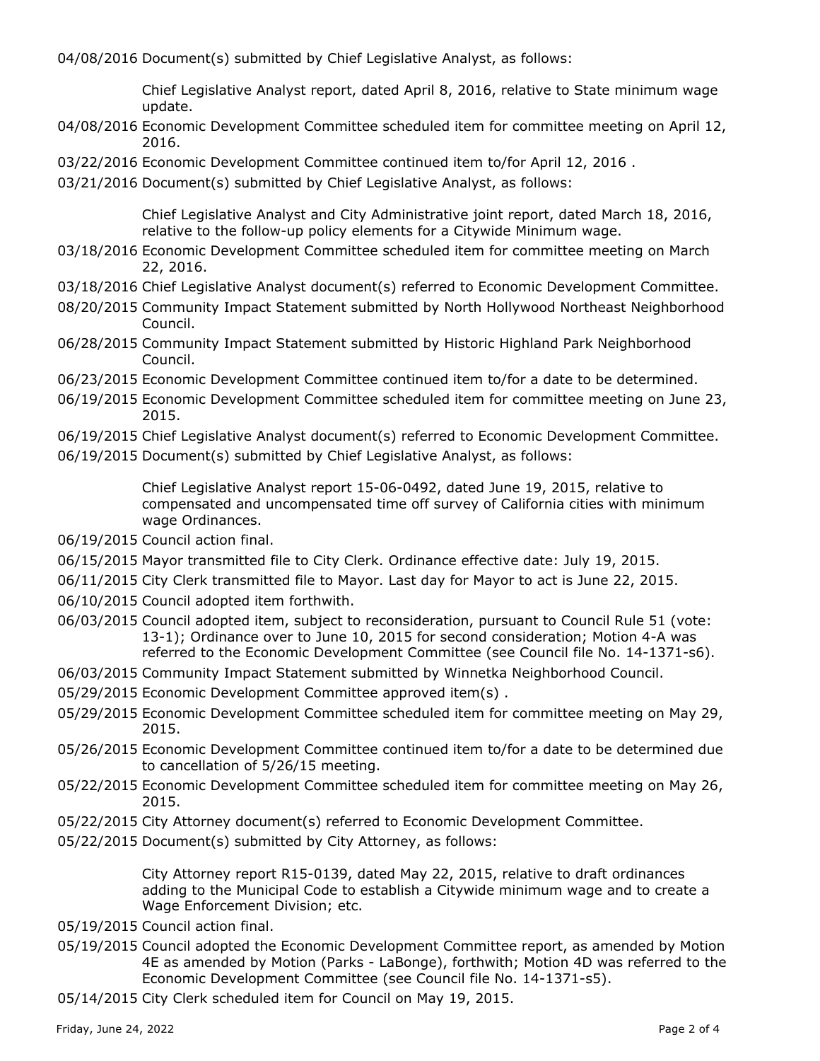04/08/2016 Document(s) submitted by Chief Legislative Analyst, as follows:

Chief Legislative Analyst report, dated April 8, 2016, relative to State minimum wage update.

04/08/2016 Economic Development Committee scheduled item for committee meeting on April 12, 2016.

03/22/2016 Economic Development Committee continued item to/for April 12, 2016 .

03/21/2016 Document(s) submitted by Chief Legislative Analyst, as follows:

Chief Legislative Analyst and City Administrative joint report, dated March 18, 2016, relative to the follow-up policy elements for a Citywide Minimum wage.

03/18/2016 Economic Development Committee scheduled item for committee meeting on March 22, 2016.

03/18/2016 Chief Legislative Analyst document(s) referred to Economic Development Committee.

08/20/2015 Community Impact Statement submitted by North Hollywood Northeast Neighborhood Council.

06/28/2015 Community Impact Statement submitted by Historic Highland Park Neighborhood Council.

06/23/2015 Economic Development Committee continued item to/for a date to be determined.

06/19/2015 Economic Development Committee scheduled item for committee meeting on June 23, 2015.

06/19/2015 Chief Legislative Analyst document(s) referred to Economic Development Committee.

06/19/2015 Document(s) submitted by Chief Legislative Analyst, as follows:

Chief Legislative Analyst report 15-06-0492, dated June 19, 2015, relative to compensated and uncompensated time off survey of California cities with minimum wage Ordinances.

06/19/2015 Council action final.

06/15/2015 Mayor transmitted file to City Clerk. Ordinance effective date: July 19, 2015.

06/11/2015 City Clerk transmitted file to Mayor. Last day for Mayor to act is June 22, 2015.

06/10/2015 Council adopted item forthwith.

06/03/2015 Council adopted item, subject to reconsideration, pursuant to Council Rule 51 (vote: 13-1); Ordinance over to June 10, 2015 for second consideration; Motion 4-A was referred to the Economic Development Committee (see Council file No. 14-1371-s6).

06/03/2015 Community Impact Statement submitted by Winnetka Neighborhood Council.

05/29/2015 Economic Development Committee approved item(s) .

05/29/2015 Economic Development Committee scheduled item for committee meeting on May 29, 2015.

05/26/2015 Economic Development Committee continued item to/for a date to be determined due to cancellation of 5/26/15 meeting.

05/22/2015 Economic Development Committee scheduled item for committee meeting on May 26, 2015.

05/22/2015 City Attorney document(s) referred to Economic Development Committee.

05/22/2015 Document(s) submitted by City Attorney, as follows:

City Attorney report R15-0139, dated May 22, 2015, relative to draft ordinances adding to the Municipal Code to establish a Citywide minimum wage and to create a Wage Enforcement Division; etc.

05/19/2015 Council action final.

05/19/2015 Council adopted the Economic Development Committee report, as amended by Motion 4E as amended by Motion (Parks - LaBonge), forthwith; Motion 4D was referred to the Economic Development Committee (see Council file No. 14-1371-s5).

05/14/2015 City Clerk scheduled item for Council on May 19, 2015.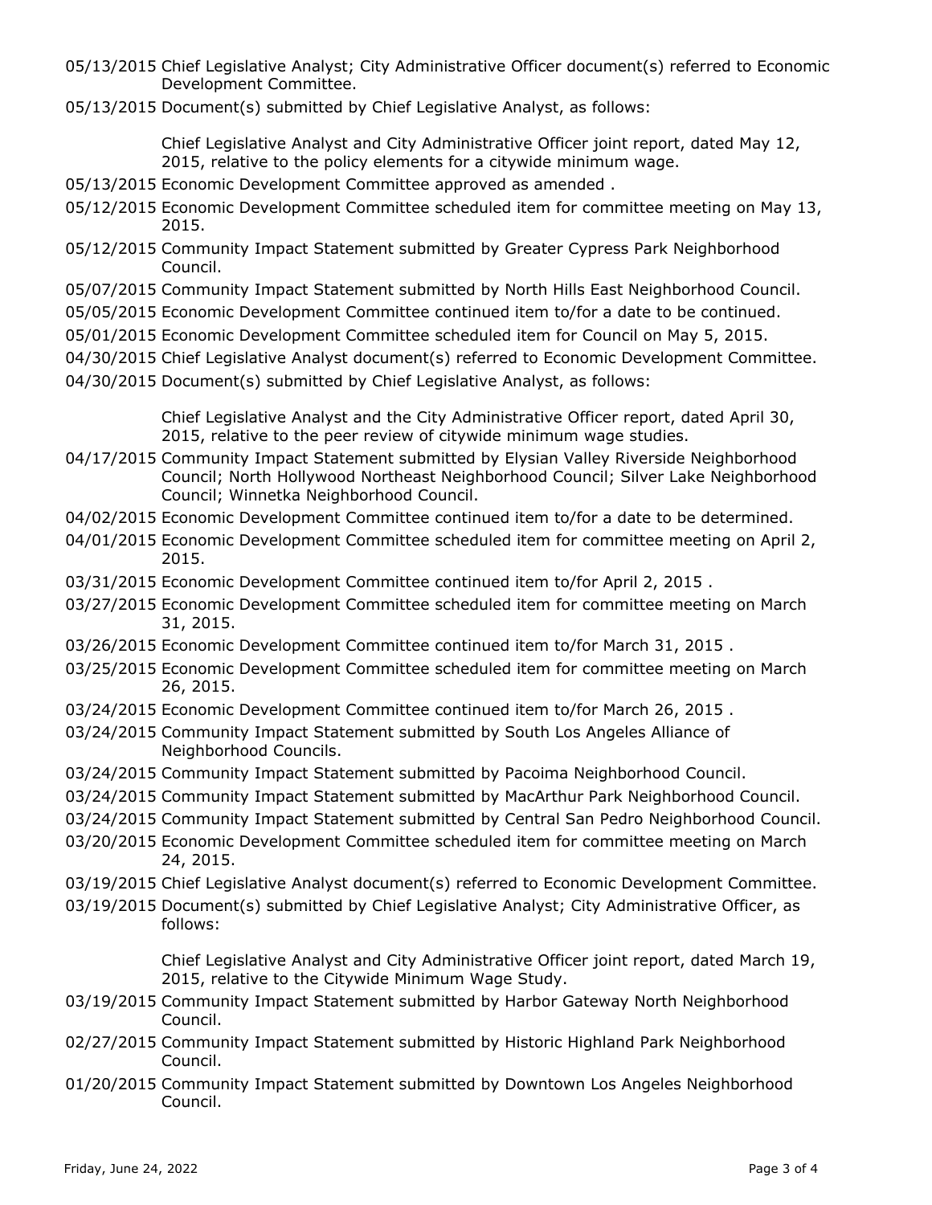05/13/2015 Chief Legislative Analyst; City Administrative Officer document(s) referred to Economic Development Committee.

05/13/2015 Document(s) submitted by Chief Legislative Analyst, as follows:

Chief Legislative Analyst and City Administrative Officer joint report, dated May 12, 2015, relative to the policy elements for a citywide minimum wage.

05/13/2015 Economic Development Committee approved as amended .

05/12/2015 Economic Development Committee scheduled item for committee meeting on May 13, 2015.

05/12/2015 Community Impact Statement submitted by Greater Cypress Park Neighborhood Council.

05/07/2015 Community Impact Statement submitted by North Hills East Neighborhood Council.

05/05/2015 Economic Development Committee continued item to/for a date to be continued.

05/01/2015 Economic Development Committee scheduled item for Council on May 5, 2015.

04/30/2015 Chief Legislative Analyst document(s) referred to Economic Development Committee.

04/30/2015 Document(s) submitted by Chief Legislative Analyst, as follows:

Chief Legislative Analyst and the City Administrative Officer report, dated April 30, 2015, relative to the peer review of citywide minimum wage studies.

04/17/2015 Community Impact Statement submitted by Elysian Valley Riverside Neighborhood Council; North Hollywood Northeast Neighborhood Council; Silver Lake Neighborhood Council; Winnetka Neighborhood Council.

04/02/2015 Economic Development Committee continued item to/for a date to be determined.

04/01/2015 Economic Development Committee scheduled item for committee meeting on April 2, 2015.

03/31/2015 Economic Development Committee continued item to/for April 2, 2015 .

03/27/2015 Economic Development Committee scheduled item for committee meeting on March 31, 2015.

03/26/2015 Economic Development Committee continued item to/for March 31, 2015 .

03/25/2015 Economic Development Committee scheduled item for committee meeting on March 26, 2015.

03/24/2015 Economic Development Committee continued item to/for March 26, 2015 .

03/24/2015 Community Impact Statement submitted by South Los Angeles Alliance of Neighborhood Councils.

03/24/2015 Community Impact Statement submitted by Pacoima Neighborhood Council.

03/24/2015 Community Impact Statement submitted by MacArthur Park Neighborhood Council.

03/24/2015 Community Impact Statement submitted by Central San Pedro Neighborhood Council.

03/20/2015 Economic Development Committee scheduled item for committee meeting on March 24, 2015.

03/19/2015 Chief Legislative Analyst document(s) referred to Economic Development Committee.

03/19/2015 Document(s) submitted by Chief Legislative Analyst; City Administrative Officer, as follows:

Chief Legislative Analyst and City Administrative Officer joint report, dated March 19, 2015, relative to the Citywide Minimum Wage Study.

03/19/2015 Community Impact Statement submitted by Harbor Gateway North Neighborhood Council.

02/27/2015 Community Impact Statement submitted by Historic Highland Park Neighborhood Council.

01/20/2015 Community Impact Statement submitted by Downtown Los Angeles Neighborhood Council.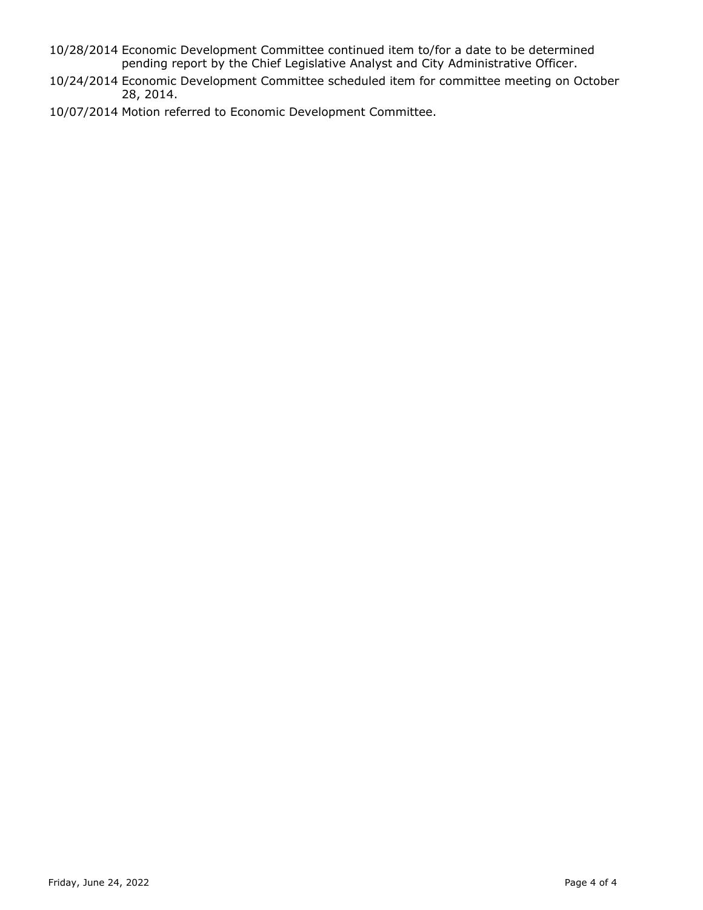10/28/2014 Economic Development Committee continued item to/for a date to be determined pending report by the Chief Legislative Analyst and City Administrative Officer.

10/24/2014 Economic Development Committee scheduled item for committee meeting on October 28, 2014.

10/07/2014 Motion referred to Economic Development Committee.